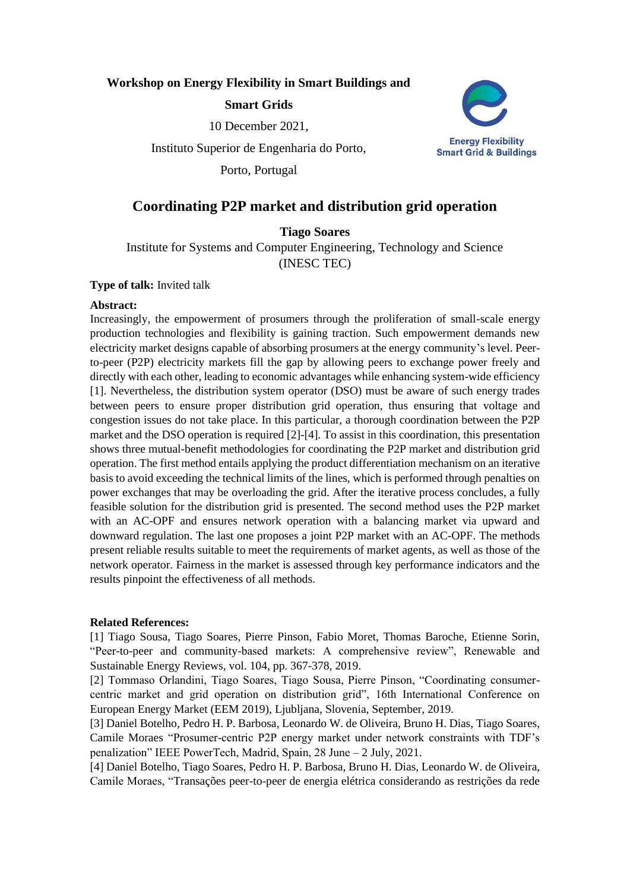**Workshop on Energy Flexibility in Smart Buildings and Smart Grids**

10 December 2021,

Instituto Superior de Engenharia do Porto,

Porto, Portugal

Energy Flexibility Smart Grid & Buildings

# Coordinating P2P market and distribution grid operation

**Tiago Soares**

Institute for Systems and Computer Engineering, Technology and Science (INESC TEC)

**Type of talk:** Invited talk

**Abstract:**

Increasingly, the empowerment of prosumers through the proliferation of small-scale energy production technologies and flexibility is gaining traction. Such empowerment demands new electricity market designs capable of absorbing prosumers at the energy community's level. Peer-to-peer (P2P) electricity markets fill the gap by allowing peers to exchange power freely and directly with each other, leading to economic advantages while enhancing system-wide efficiency [1]. Nevertheless, the distribution system operator (DSO) must be aware of such energy trades between peers to ensure proper distribution grid operation, thus ensuring that voltage and congestion issues do not take place. In this particular, a thorough coordination between the P2P market and the DSO operation is required [2]-[4]. To assist in this coordination, this presentation shows three mutual-benefit methodologies for coordinating the P2P market and distribution grid operation. The first method entails applying the product differentiation mechanism on an iterative basis to avoid exceeding the technical limits of the lines, which is performed through penalties on power exchanges that may be overloading the grid. After the iterative process concludes, a fully feasible solution for the distribution grid is presented. The second method uses the P2P market with an AC-OPF and ensures network operation with a balancing market via upward and downward regulation. The last one proposes a joint P2P market with an AC-OPF. The methods present reliable results suitable to meet the requirements of market agents, as well as those of the network operator. Fairness in the market is assessed through key performance indicators and the results pinpoint the effectiveness of all methods.

**Related References:**

[1] Tiago Sousa, Tiago Soares, Pierre Pinson, Fabio Moret, Thomas Baroche, Etienne Sorin, "Peer-to-peer and community-based markets: A comprehensive review", Renewable and Sustainable Energy Reviews, vol. 104, pp. 367-378, 2019.

[2] Tommaso Orlandini, Tiago Soares, Tiago Sousa, Pierre Pinson, "Coordinating consumer-centric market and grid operation on distribution grid", 16th International Conference on European Energy Market (EEM 2019), Ljubljana, Slovenia, September, 2019.

[3] Daniel Botelho, Pedro H. P. Barbosa, Leonardo W. de Oliveira, Bruno H. Dias, Tiago Soares, Camile Moraes "Prosumer-centric P2P energy market under network constraints with TDF's penalization" IEEE PowerTech, Madrid, Spain, 28 June – 2 July, 2021.

[4] Daniel Botelho, Tiago Soares, Pedro H. P. Barbosa, Bruno H. Dias, Leonardo W. de Oliveira, Camile Moraes, "Transações peer-to-peer de energia elétrica considerando as restrições da rede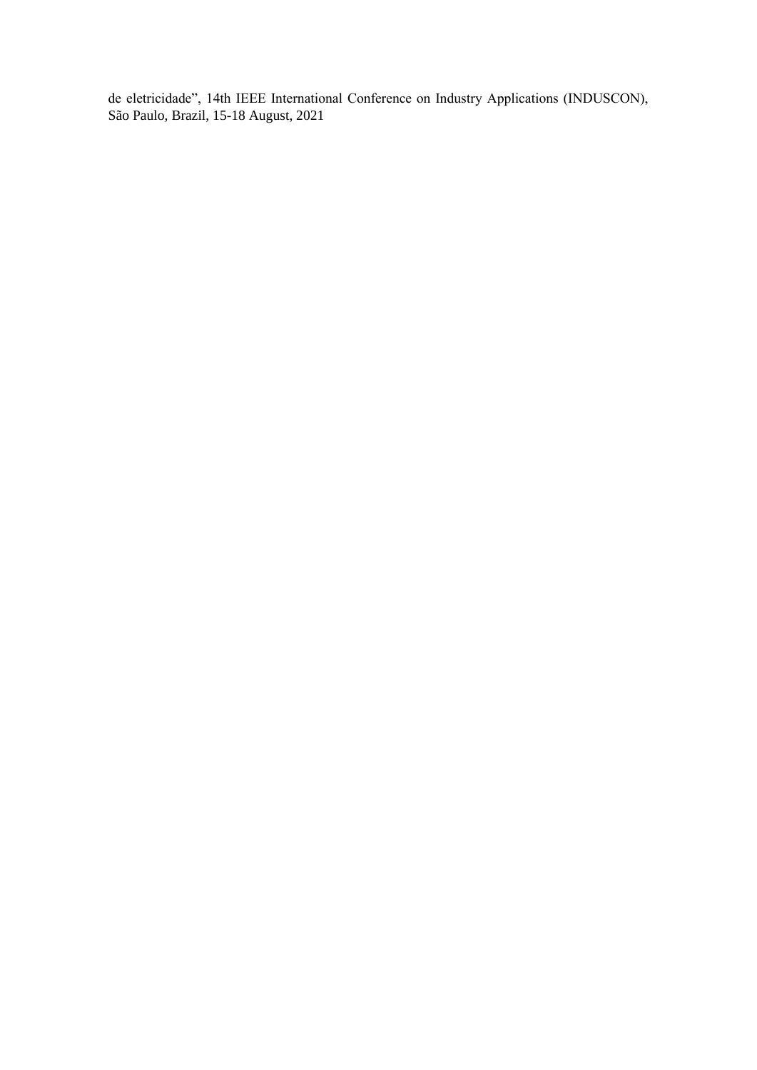de eletricidade", 14th IEEE International Conference on Industry Applications (INDUSCON), São Paulo, Brazil, 15-18 August, 2021